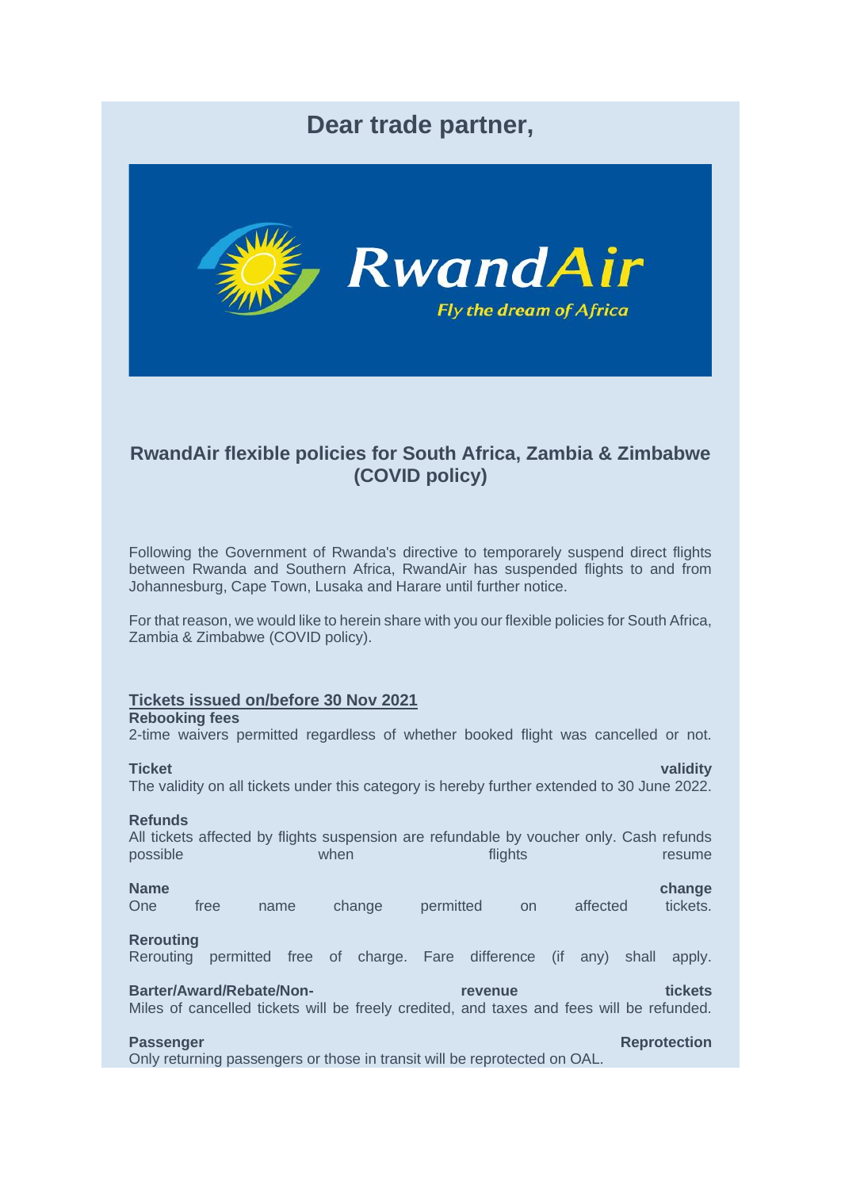# Dear trade partner,

## RwandAir flexible policies for South Africa, Zambia & Zimbabwe (COVID policy)

Following the Government of Rwanda's directive to temporarely suspend direct flights between Rwanda and Southern Africa, RwandAir has suspended flights to and from Johannesburg, Cape Town, Lusaka and Harare until further notice.

For that reason, we would like to herein share with you our flexible policies for South Africa, Zambia & Zimbabwe (COVID policy).

### Tickets issued on/before 30 Nov 2021

**Rebooking fees**
2-time waivers permitted regardless of whether booked flight was cancelled or not.

**Ticket validity**
The validity on all tickets under this category is hereby further extended to 30 June 2022.

**Refunds**
All tickets affected by flights suspension are refundable by voucher only. Cash refunds possible when flights resume

**Name change**
One free name change permitted on affected tickets.

**Rerouting**
Rerouting permitted free of charge. Fare difference (if any) shall apply.

**Barter/Award/Rebate/Non-revenue tickets**
Miles of cancelled tickets will be freely credited, and taxes and fees will be refunded.

**Passenger Reprotection**
Only returning passengers or those in transit will be reprotected on OAL.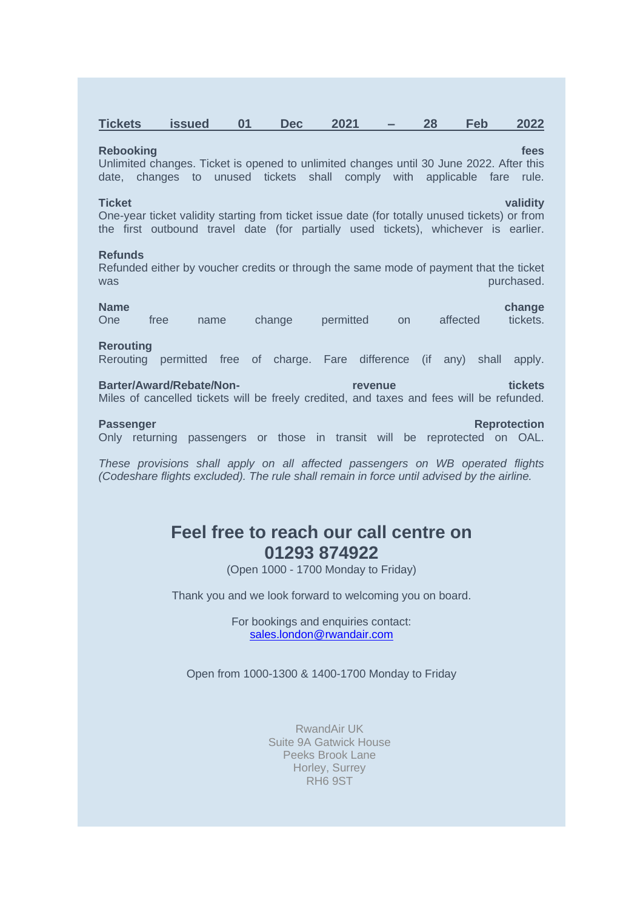**Tickets issued 01 Dec 2021 – 28 Feb 2022**

**Rebooking fees**
Unlimited changes. Ticket is opened to unlimited changes until 30 June 2022. After this date, changes to unused tickets shall comply with applicable fare rule.

**Ticket validity**
One-year ticket validity starting from ticket issue date (for totally unused tickets) or from the first outbound travel date (for partially used tickets), whichever is earlier.

**Refunds**
Refunded either by voucher credits or through the same mode of payment that the ticket was purchased.

**Name change**
One free name change permitted on affected tickets.

**Rerouting**
Rerouting permitted free of charge. Fare difference (if any) shall apply.

**Barter/Award/Rebate/Non-revenue tickets**
Miles of cancelled tickets will be freely credited, and taxes and fees will be refunded.

**Passenger Reprotection**
Only returning passengers or those in transit will be reprotected on OAL.

*These provisions shall apply on all affected passengers on WB operated flights (Codeshare flights excluded). The rule shall remain in force until advised by the airline.*

## Feel free to reach our call centre on 01293 874922

(Open 1000 - 1700 Monday to Friday)

Thank you and we look forward to welcoming you on board.

For bookings and enquiries contact:
sales.london@rwandair.com

Open from 1000-1300 & 1400-1700 Monday to Friday

RwandAir UK
Suite 9A Gatwick House
Peeks Brook Lane
Horley, Surrey
RH6 9ST